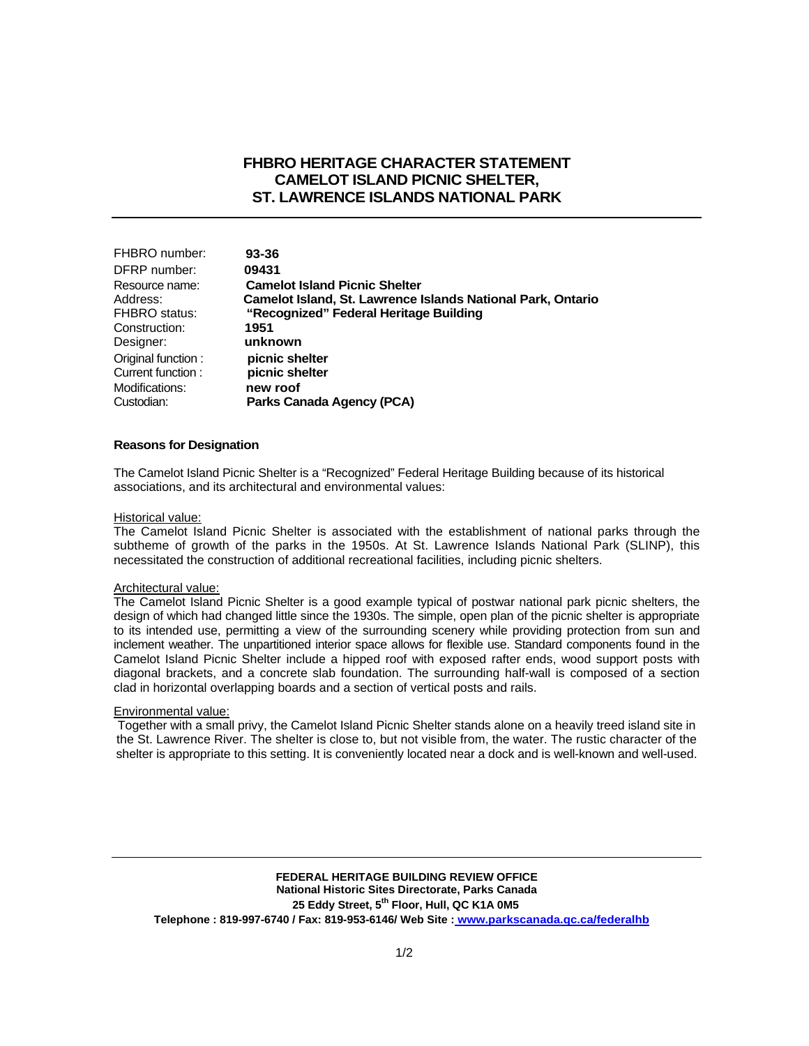# FHBRO HERITAGE CHARACTER STATEMENT
# CAMELOT ISLAND PICNIC SHELTER, ST. LAWRENCE ISLANDS NATIONAL PARK

| | |
|---|---|
| FHBRO number: | **93-36** |
| DFRP number: | **09431** |
| Resource name: | **Camelot Island Picnic Shelter** |
| Address: | **Camelot Island, St. Lawrence Islands National Park, Ontario** |
| FHBRO status: | **"Recognized" Federal Heritage Building** |
| Construction: | **1951** |
| Designer: | **unknown** |
| Original function : | **picnic shelter** |
| Current function : | **picnic shelter** |
| Modifications: | **new roof** |
| Custodian: | **Parks Canada Agency (PCA)** |

**Reasons for Designation**

The Camelot Island Picnic Shelter is a "Recognized" Federal Heritage Building because of its historical associations, and its architectural and environmental values:

Historical value:
The Camelot Island Picnic Shelter is associated with the establishment of national parks through the subtheme of growth of the parks in the 1950s. At St. Lawrence Islands National Park (SLINP), this necessitated the construction of additional recreational facilities, including picnic shelters.

Architectural value:
The Camelot Island Picnic Shelter is a good example typical of postwar national park picnic shelters, the design of which had changed little since the 1930s. The simple, open plan of the picnic shelter is appropriate to its intended use, permitting a view of the surrounding scenery while providing protection from sun and inclement weather. The unpartitioned interior space allows for flexible use. Standard components found in the Camelot Island Picnic Shelter include a hipped roof with exposed rafter ends, wood support posts with diagonal brackets, and a concrete slab foundation. The surrounding half-wall is composed of a section clad in horizontal overlapping boards and a section of vertical posts and rails.

Environmental value:
Together with a small privy, the Camelot Island Picnic Shelter stands alone on a heavily treed island site in the St. Lawrence River. The shelter is close to, but not visible from, the water. The rustic character of the shelter is appropriate to this setting. It is conveniently located near a dock and is well-known and well-used.

**FEDERAL HERITAGE BUILDING REVIEW OFFICE**
**National Historic Sites Directorate, Parks Canada**
**25 Eddy Street, 5th Floor, Hull, QC K1A 0M5**
**Telephone : 819-997-6740 / Fax: 819-953-6146/ Web Site : www.parkscanada.gc.ca/federalhb**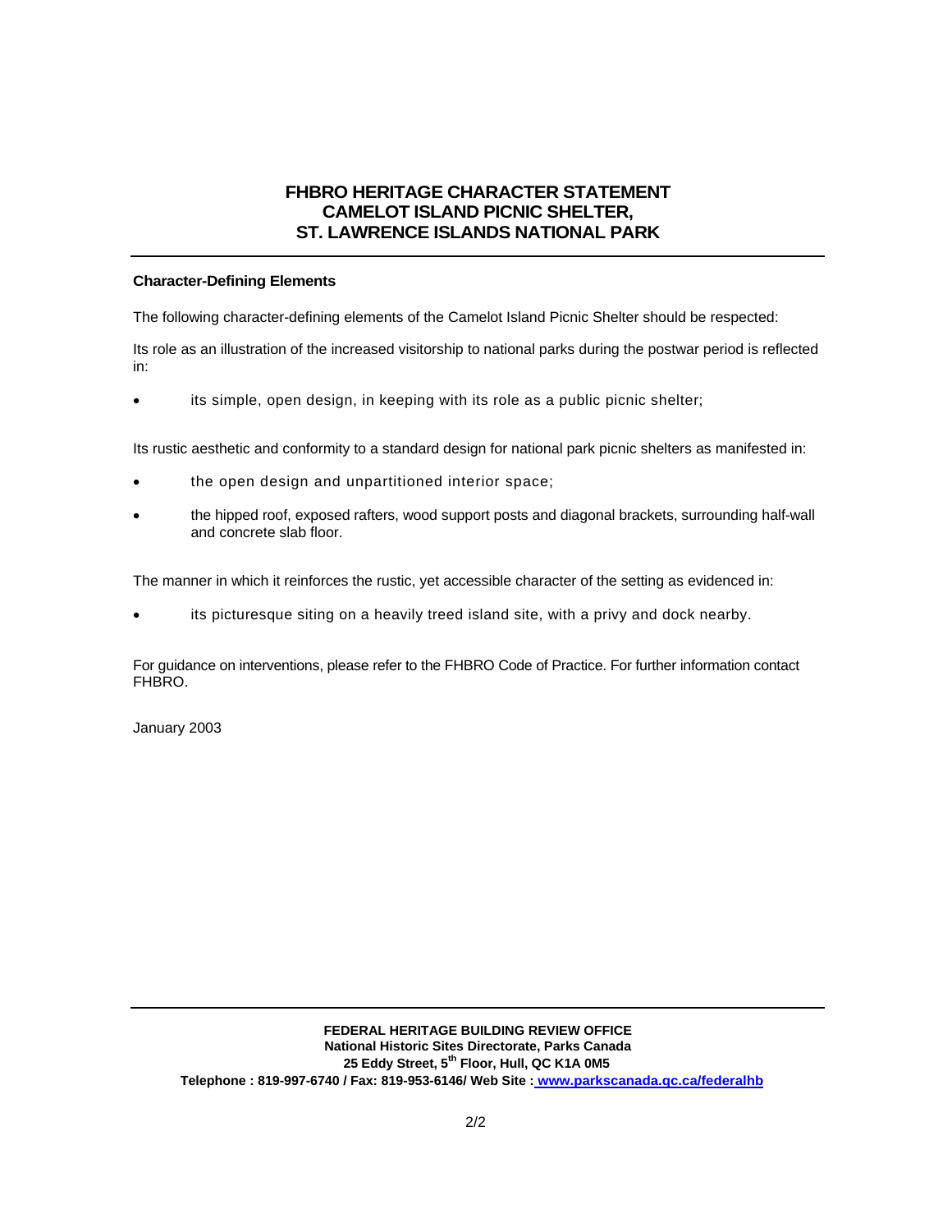# FHBRO HERITAGE CHARACTER STATEMENT
# CAMELOT ISLAND PICNIC SHELTER, ST. LAWRENCE ISLANDS NATIONAL PARK

**Character-Defining Elements**

The following character-defining elements of the Camelot Island Picnic Shelter should be respected:

Its role as an illustration of the increased visitorship to national parks during the postwar period is reflected in:

- its simple, open design, in keeping with its role as a public picnic shelter;

Its rustic aesthetic and conformity to a standard design for national park picnic shelters as manifested in:

- the open design and unpartitioned interior space;
- the hipped roof, exposed rafters, wood support posts and diagonal brackets, surrounding half-wall and concrete slab floor.

The manner in which it reinforces the rustic, yet accessible character of the setting as evidenced in:

- its picturesque siting on a heavily treed island site, with a privy and dock nearby.

For guidance on interventions, please refer to the FHBRO Code of Practice. For further information contact FHBRO.

January 2003

**FEDERAL HERITAGE BUILDING REVIEW OFFICE**
**National Historic Sites Directorate, Parks Canada**
**25 Eddy Street, 5th Floor, Hull, QC K1A 0M5**
**Telephone : 819-997-6740 / Fax: 819-953-6146/ Web Site : www.parkscanada.gc.ca/federalhb**